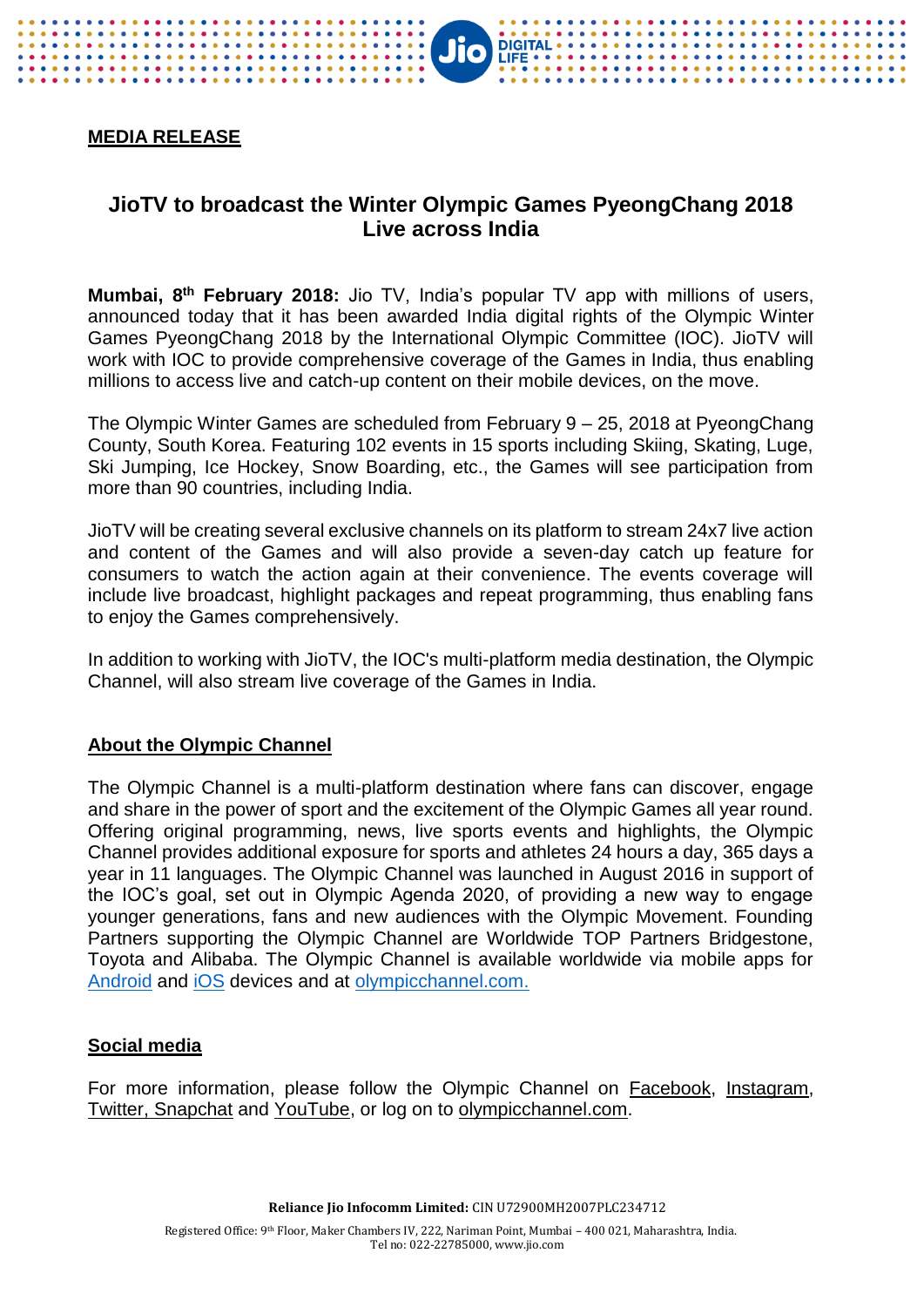**MEDIA RELEASE**

# JioTV to broadcast the Winter Olympic Games PyeongChang 2018 Live across India

**Mumbai, 8th February 2018:** Jio TV, India's popular TV app with millions of users, announced today that it has been awarded India digital rights of the Olympic Winter Games PyeongChang 2018 by the International Olympic Committee (IOC). JioTV will work with IOC to provide comprehensive coverage of the Games in India, thus enabling millions to access live and catch-up content on their mobile devices, on the move.

The Olympic Winter Games are scheduled from February 9 – 25, 2018 at PyeongChang County, South Korea. Featuring 102 events in 15 sports including Skiing, Skating, Luge, Ski Jumping, Ice Hockey, Snow Boarding, etc., the Games will see participation from more than 90 countries, including India.

JioTV will be creating several exclusive channels on its platform to stream 24x7 live action and content of the Games and will also provide a seven-day catch up feature for consumers to watch the action again at their convenience. The events coverage will include live broadcast, highlight packages and repeat programming, thus enabling fans to enjoy the Games comprehensively.

In addition to working with JioTV, the IOC's multi-platform media destination, the Olympic Channel, will also stream live coverage of the Games in India.

## About the Olympic Channel

The Olympic Channel is a multi-platform destination where fans can discover, engage and share in the power of sport and the excitement of the Olympic Games all year round. Offering original programming, news, live sports events and highlights, the Olympic Channel provides additional exposure for sports and athletes 24 hours a day, 365 days a year in 11 languages. The Olympic Channel was launched in August 2016 in support of the IOC's goal, set out in Olympic Agenda 2020, of providing a new way to engage younger generations, fans and new audiences with the Olympic Movement. Founding Partners supporting the Olympic Channel are Worldwide TOP Partners Bridgestone, Toyota and Alibaba. The Olympic Channel is available worldwide via mobile apps for Android and iOS devices and at olympicchannel.com.

## Social media

For more information, please follow the Olympic Channel on Facebook, Instagram, Twitter, Snapchat and YouTube, or log on to olympicchannel.com.

**Reliance Jio Infocomm Limited:** CIN U72900MH2007PLC234712

Registered Office: 9th Floor, Maker Chambers IV, 222, Nariman Point, Mumbai – 400 021, Maharashtra, India.
Tel no: 022-22785000, www.jio.com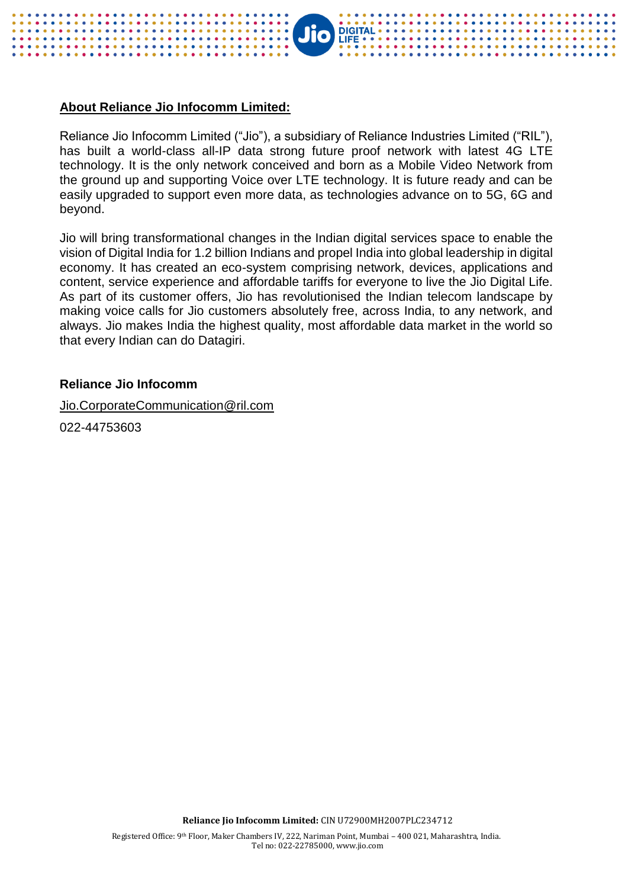**About Reliance Jio Infocomm Limited:**

Reliance Jio Infocomm Limited ("Jio"), a subsidiary of Reliance Industries Limited ("RIL"), has built a world-class all-IP data strong future proof network with latest 4G LTE technology. It is the only network conceived and born as a Mobile Video Network from the ground up and supporting Voice over LTE technology. It is future ready and can be easily upgraded to support even more data, as technologies advance on to 5G, 6G and beyond.

Jio will bring transformational changes in the Indian digital services space to enable the vision of Digital India for 1.2 billion Indians and propel India into global leadership in digital economy. It has created an eco-system comprising network, devices, applications and content, service experience and affordable tariffs for everyone to live the Jio Digital Life. As part of its customer offers, Jio has revolutionised the Indian telecom landscape by making voice calls for Jio customers absolutely free, across India, to any network, and always. Jio makes India the highest quality, most affordable data market in the world so that every Indian can do Datagiri.

**Reliance Jio Infocomm**

Jio.CorporateCommunication@ril.com

022-44753603

**Reliance Jio Infocomm Limited:** CIN U72900MH2007PLC234712

Registered Office: 9th Floor, Maker Chambers IV, 222, Nariman Point, Mumbai – 400 021, Maharashtra, India.
Tel no: 022-22785000, www.jio.com